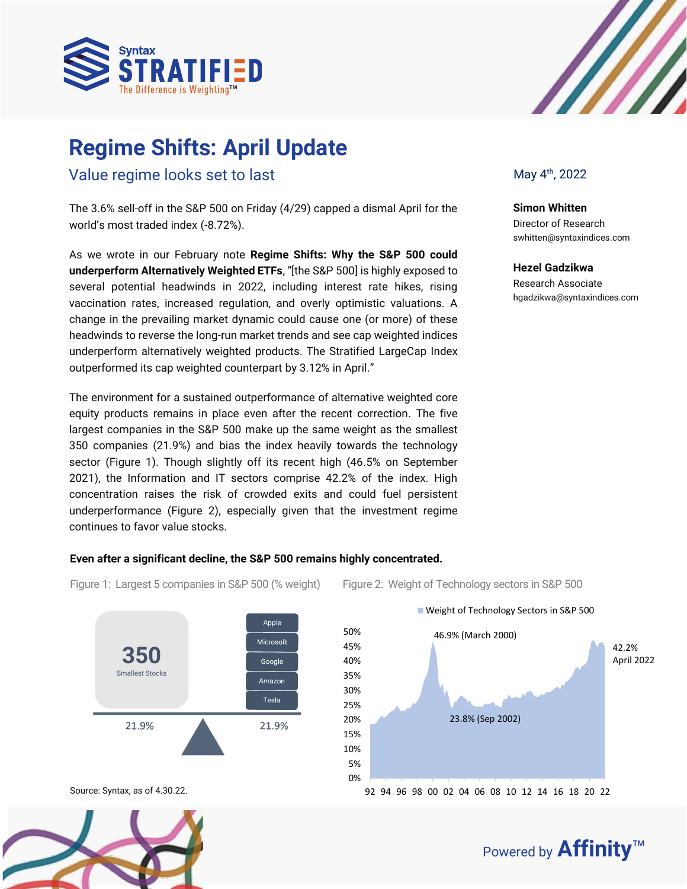# Regime Shifts: April Update

## Value regime looks set to last

May 4th, 2022

**Simon Whitten**
Director of Research
swhitten@syntaxindices.com

**Hezel Gadzikwa**
Research Associate
hgadzikwa@syntaxindices.com

The 3.6% sell-off in the S&P 500 on Friday (4/29) capped a dismal April for the world's most traded index (-8.72%).

As we wrote in our February note **Regime Shifts: Why the S&P 500 could underperform Alternatively Weighted ETFs**, "[the S&P 500] is highly exposed to several potential headwinds in 2022, including interest rate hikes, rising vaccination rates, increased regulation, and overly optimistic valuations. A change in the prevailing market dynamic could cause one (or more) of these headwinds to reverse the long-run market trends and see cap weighted indices underperform alternatively weighted products. The Stratified LargeCap Index outperformed its cap weighted counterpart by 3.12% in April."

The environment for a sustained outperformance of alternative weighted core equity products remains in place even after the recent correction. The five largest companies in the S&P 500 make up the same weight as the smallest 350 companies (21.9%) and bias the index heavily towards the technology sector (Figure 1). Though slightly off its recent high (46.5% on September 2021), the Information and IT sectors comprise 42.2% of the index. High concentration raises the risk of crowded exits and could fuel persistent underperformance (Figure 2), especially given that the investment regime continues to favor value stocks.

**Even after a significant decline, the S&P 500 remains highly concentrated.**

Figure 1: Largest 5 companies in S&P 500 (% weight)

| 350 Smallest Stocks | Apple, Microsoft, Google, Amazon, Tesla |
|---|---|
| 21.9% | 21.9% |

Figure 2: Weight of Technology sectors in S&P 500

Weight of Technology Sectors in S&P 500: 46.9% (March 2000); 23.8% (Sep 2002); 42.2% April 2022

Source: Syntax, as of 4.30.22.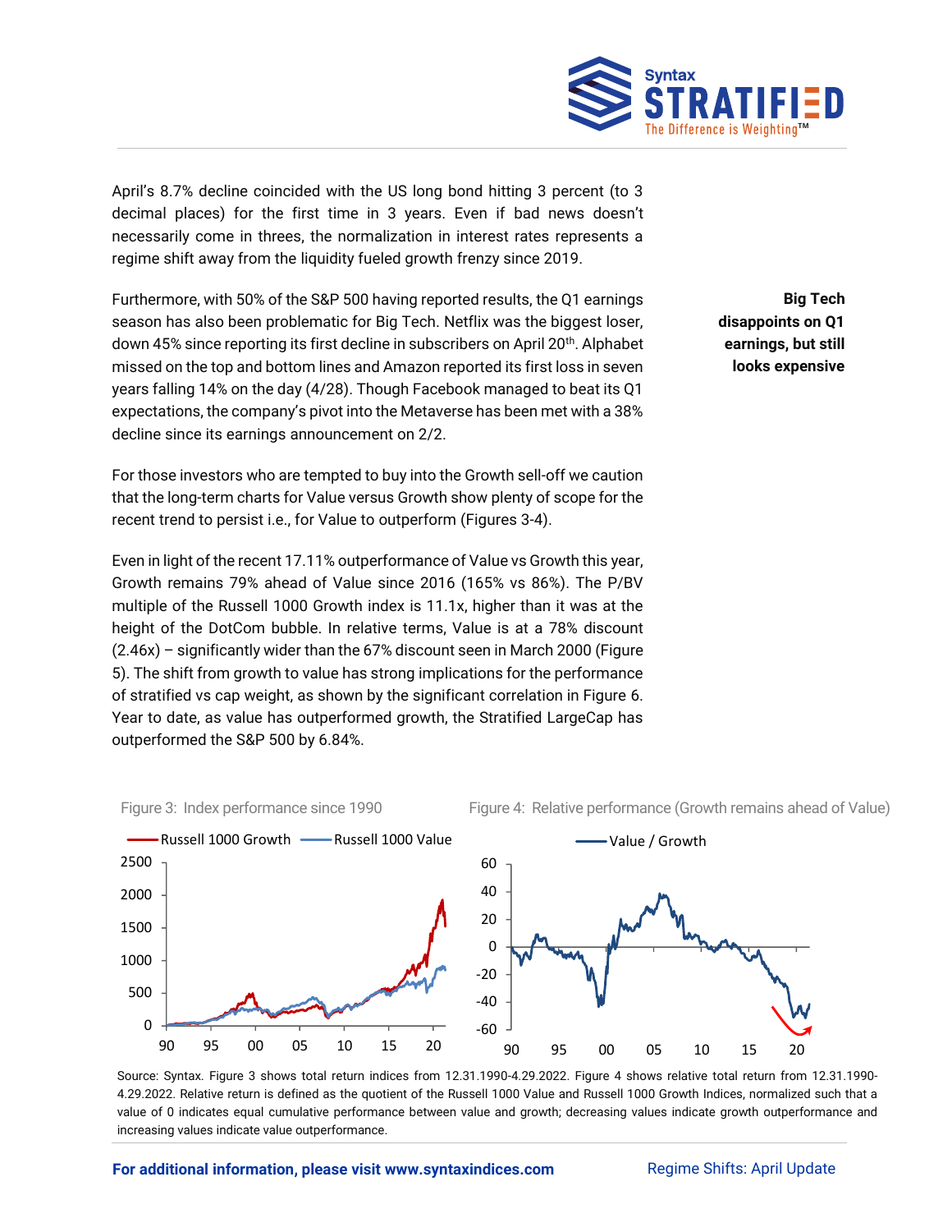April's 8.7% decline coincided with the US long bond hitting 3 percent (to 3 decimal places) for the first time in 3 years. Even if bad news doesn't necessarily come in threes, the normalization in interest rates represents a regime shift away from the liquidity fueled growth frenzy since 2019.

**Big Tech disappoints on Q1 earnings, but still looks expensive**

Furthermore, with 50% of the S&P 500 having reported results, the Q1 earnings season has also been problematic for Big Tech. Netflix was the biggest loser, down 45% since reporting its first decline in subscribers on April 20th. Alphabet missed on the top and bottom lines and Amazon reported its first loss in seven years falling 14% on the day (4/28). Though Facebook managed to beat its Q1 expectations, the company's pivot into the Metaverse has been met with a 38% decline since its earnings announcement on 2/2.

For those investors who are tempted to buy into the Growth sell-off we caution that the long-term charts for Value versus Growth show plenty of scope for the recent trend to persist i.e., for Value to outperform (Figures 3-4).

Even in light of the recent 17.11% outperformance of Value vs Growth this year, Growth remains 79% ahead of Value since 2016 (165% vs 86%). The P/BV multiple of the Russell 1000 Growth index is 11.1x, higher than it was at the height of the DotCom bubble. In relative terms, Value is at a 78% discount (2.46x) – significantly wider than the 67% discount seen in March 2000 (Figure 5). The shift from growth to value has strong implications for the performance of stratified vs cap weight, as shown by the significant correlation in Figure 6. Year to date, as value has outperformed growth, the Stratified LargeCap has outperformed the S&P 500 by 6.84%.

Figure 3: Index performance since 1990

Figure 4: Relative performance (Growth remains ahead of Value)

Source: Syntax. Figure 3 shows total return indices from 12.31.1990-4.29.2022. Figure 4 shows relative total return from 12.31.1990-4.29.2022. Relative return is defined as the quotient of the Russell 1000 Value and Russell 1000 Growth Indices, normalized such that a value of 0 indicates equal cumulative performance between value and growth; decreasing values indicate growth outperformance and increasing values indicate value outperformance.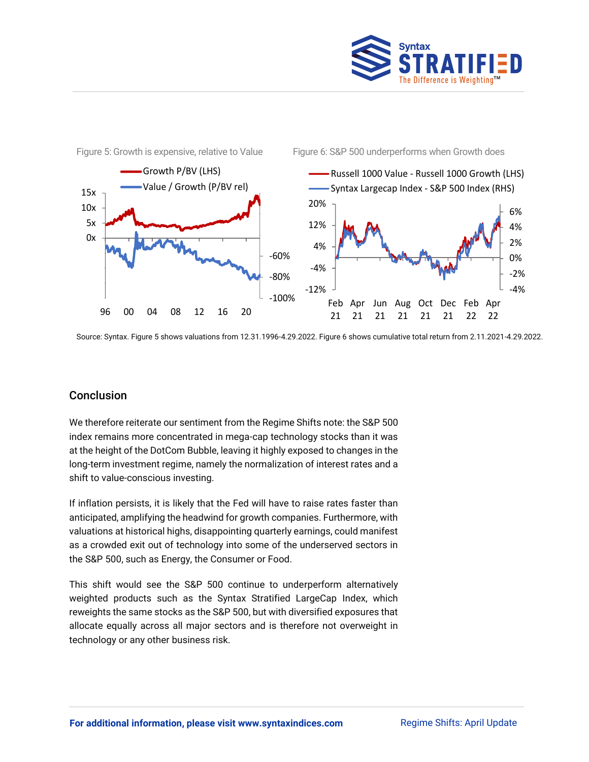Figure 5: Growth is expensive, relative to Value

Figure 6: S&P 500 underperforms when Growth does

Source: Syntax. Figure 5 shows valuations from 12.31.1996-4.29.2022. Figure 6 shows cumulative total return from 2.11.2021-4.29.2022.

## Conclusion

We therefore reiterate our sentiment from the Regime Shifts note: the S&P 500 index remains more concentrated in mega-cap technology stocks than it was at the height of the DotCom Bubble, leaving it highly exposed to changes in the long-term investment regime, namely the normalization of interest rates and a shift to value-conscious investing.

If inflation persists, it is likely that the Fed will have to raise rates faster than anticipated, amplifying the headwind for growth companies. Furthermore, with valuations at historical highs, disappointing quarterly earnings, could manifest as a crowded exit out of technology into some of the underserved sectors in the S&P 500, such as Energy, the Consumer or Food.

This shift would see the S&P 500 continue to underperform alternatively weighted products such as the Syntax Stratified LargeCap Index, which reweights the same stocks as the S&P 500, but with diversified exposures that allocate equally across all major sectors and is therefore not overweight in technology or any other business risk.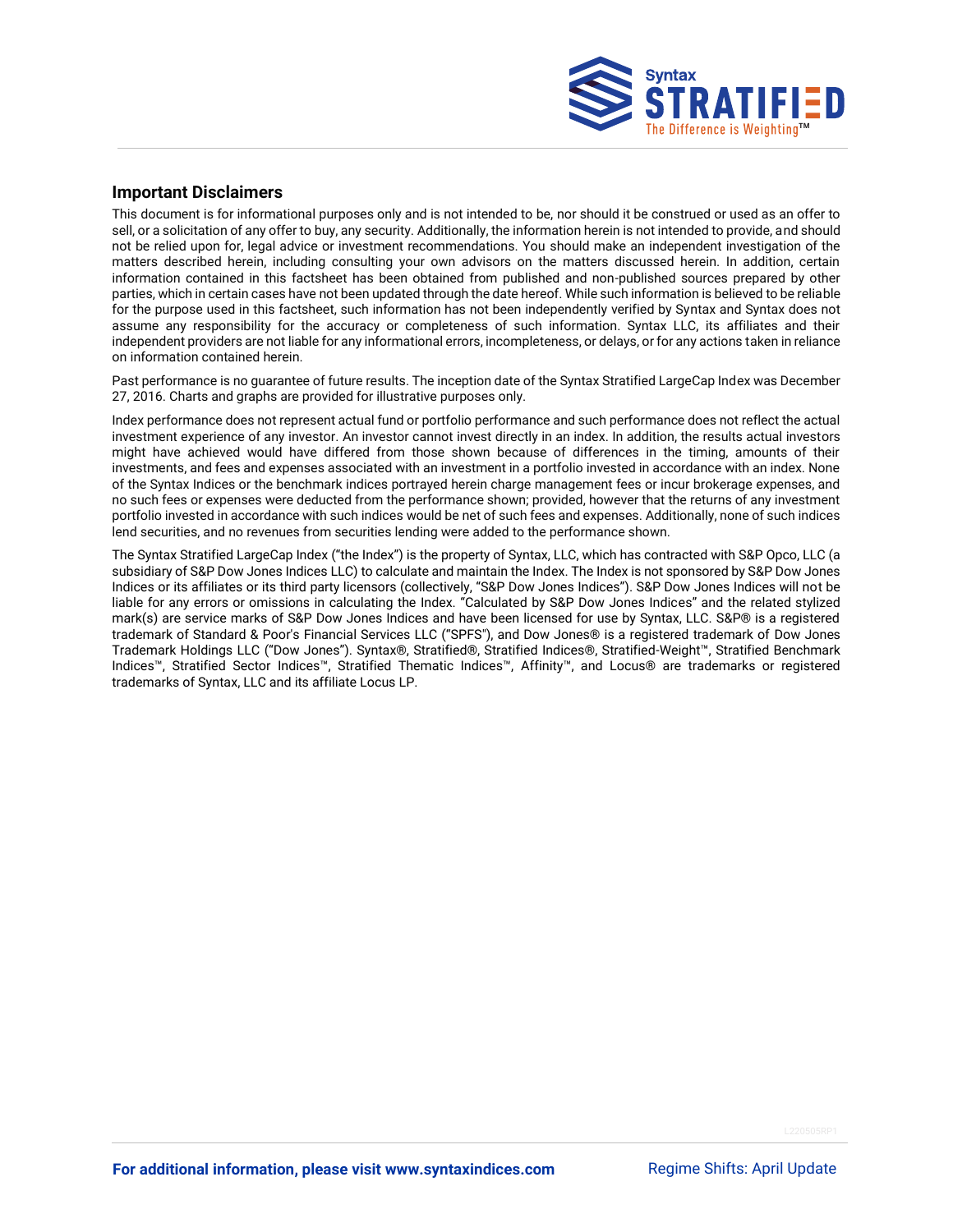## Important Disclaimers

This document is for informational purposes only and is not intended to be, nor should it be construed or used as an offer to sell, or a solicitation of any offer to buy, any security. Additionally, the information herein is not intended to provide, and should not be relied upon for, legal advice or investment recommendations. You should make an independent investigation of the matters described herein, including consulting your own advisors on the matters discussed herein. In addition, certain information contained in this factsheet has been obtained from published and non-published sources prepared by other parties, which in certain cases have not been updated through the date hereof. While such information is believed to be reliable for the purpose used in this factsheet, such information has not been independently verified by Syntax and Syntax does not assume any responsibility for the accuracy or completeness of such information. Syntax LLC, its affiliates and their independent providers are not liable for any informational errors, incompleteness, or delays, or for any actions taken in reliance on information contained herein.

Past performance is no guarantee of future results. The inception date of the Syntax Stratified LargeCap Index was December 27, 2016. Charts and graphs are provided for illustrative purposes only.

Index performance does not represent actual fund or portfolio performance and such performance does not reflect the actual investment experience of any investor. An investor cannot invest directly in an index. In addition, the results actual investors might have achieved would have differed from those shown because of differences in the timing, amounts of their investments, and fees and expenses associated with an investment in a portfolio invested in accordance with an index. None of the Syntax Indices or the benchmark indices portrayed herein charge management fees or incur brokerage expenses, and no such fees or expenses were deducted from the performance shown; provided, however that the returns of any investment portfolio invested in accordance with such indices would be net of such fees and expenses. Additionally, none of such indices lend securities, and no revenues from securities lending were added to the performance shown.

The Syntax Stratified LargeCap Index ("the Index") is the property of Syntax, LLC, which has contracted with S&P Opco, LLC (a subsidiary of S&P Dow Jones Indices LLC) to calculate and maintain the Index. The Index is not sponsored by S&P Dow Jones Indices or its affiliates or its third party licensors (collectively, "S&P Dow Jones Indices"). S&P Dow Jones Indices will not be liable for any errors or omissions in calculating the Index. "Calculated by S&P Dow Jones Indices" and the related stylized mark(s) are service marks of S&P Dow Jones Indices and have been licensed for use by Syntax, LLC. S&P® is a registered trademark of Standard & Poor's Financial Services LLC ("SPFS"), and Dow Jones® is a registered trademark of Dow Jones Trademark Holdings LLC ("Dow Jones"). Syntax®, Stratified®, Stratified Indices®, Stratified-Weight™, Stratified Benchmark Indices™, Stratified Sector Indices™, Stratified Thematic Indices™, Affinity™, and Locus® are trademarks or registered trademarks of Syntax, LLC and its affiliate Locus LP.

L220505RP1

**For additional information, please visit www.syntaxindices.com**